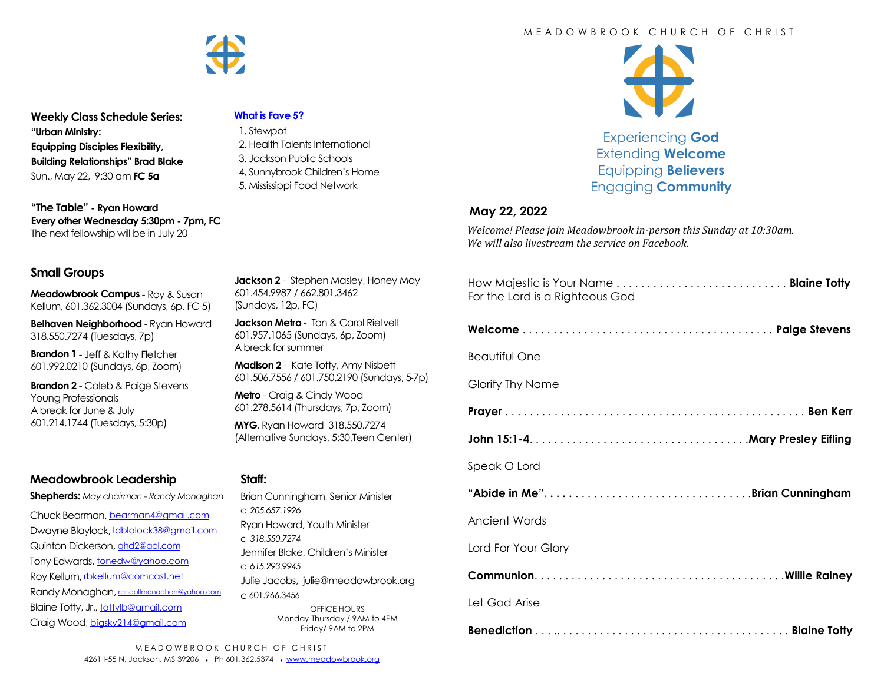## Weekly Class Schedule Series:

**"Urban Ministry:**
**Equipping Disciples Flexibility,**
**Building Relationships" Brad Blake**
Sun., May 22, 9:30 am **FC 5a**

**"The Table" - Ryan Howard**
**Every other Wednesday 5:30pm - 7pm, FC**
The next fellowship will be in July 20

**What is Fave 5?**

1. Stewpot
2. Health Talents International
3. Jackson Public Schools
4, Sunnybrook Children's Home
5. Mississippi Food Network

## Small Groups

**Meadowbrook Campus** - Roy & Susan Kellum, 601.362.3004 (Sundays, 6p, FC-5)

**Belhaven Neighborhood** - Ryan Howard 318.550.7274 (Tuesdays, 7p)

**Brandon 1** - Jeff & Kathy Fletcher 601.992.0210 (Sundays, 6p, Zoom)

**Brandon 2** - Caleb & Paige Stevens
Young Professionals
A break for June & July
601.214.1744 (Tuesdays, 5:30p)

**Jackson 2** - Stephen Masley, Honey May
601.454.9987 / 662.801.3462
(Sundays, 12p, FC)

**Jackson Metro** - Ton & Carol Rietvelt
601.957.1065 (Sundays, 6p, Zoom)
A break for summer

**Madison 2** - Kate Totty, Amy Nisbett
601.506.7556 / 601.750.2190 (Sundays, 5-7p)

**Metro** - Craig & Cindy Wood
601.278.5614 (Thursdays, 7p, Zoom)

**MYG**, Ryan Howard 318.550.7274
(Alternative Sundays, 5:30,Teen Center)

## Meadowbrook Leadership

**Shepherds:** *May chairman - Randy Monaghan*

Chuck Bearman, bearman4@gmail.com
Dwayne Blaylock, ldblalock38@gmail.com
Quinton Dickerson, qhd2@aol.com
Tony Edwards, tonedw@yahoo.com
Roy Kellum, rbkellum@comcast.net
Randy Monaghan, randallmonaghan@yahoo.com
Blaine Totty, Jr., tottylb@gmail.com
Craig Wood, bigsky214@gmail.com

## Staff:

Brian Cunningham, Senior Minister
c *205.657.1926*
Ryan Howard, Youth Minister
c *318.550.7274*
Jennifer Blake, Children's Minister
c *615.293.9945*
Julie Jacobs, julie@meadowbrook.org
c 601.966.3456

OFFICE HOURS
Monday-Thursday / 9AM to 4PM
Friday/ 9AM to 2PM

MEADOWBROOK CHURCH OF CHRIST
4261 I-55 N, Jackson, MS 39206 • Ph 601.362.5374 • www.meadowbrook.org

MEADOWBROOK CHURCH OF CHRIST

Experiencing **God**
Extending **Welcome**
Equipping **Believers**
Engaging **Community**

## May 22, 2022

*Welcome! Please join Meadowbrook in-person this Sunday at 10:30am. We will also livestream the service on Facebook.*

How Majestic is Your Name . . . . . . . . . . . . . . . . . . . . . . . . . . . . **Blaine Totty**
For the Lord is a Righteous God

**Welcome** . . . . . . . . . . . . . . . . . . . . . . . . . . . . . . . . . . . . . . . . **Paige Stevens**

Beautiful One

Glorify Thy Name

**Prayer** . . . . . . . . . . . . . . . . . . . . . . . . . . . . . . . . . . . . . . . . . . . . . . . **Ben Kerr**

**John 15:1-4**. . . . . . . . . . . . . . . . . . . . . . . . . . . . . . . . . . .**Mary Presley Eifling**

Speak O Lord

**"Abide in Me"**. . . . . . . . . . . . . . . . . . . . . . . . . . . . . . . . .**Brian Cunningham**

Ancient Words

Lord For Your Glory

**Communion**. . . . . . . . . . . . . . . . . . . . . . . . . . . . . . . . . . . . . . . .**Willie Rainey**

Let God Arise

**Benediction** . . . .. . . . . . . . . . . . . . . . . . . . . . . . . . . . . . . . . . . . **Blaine Totty**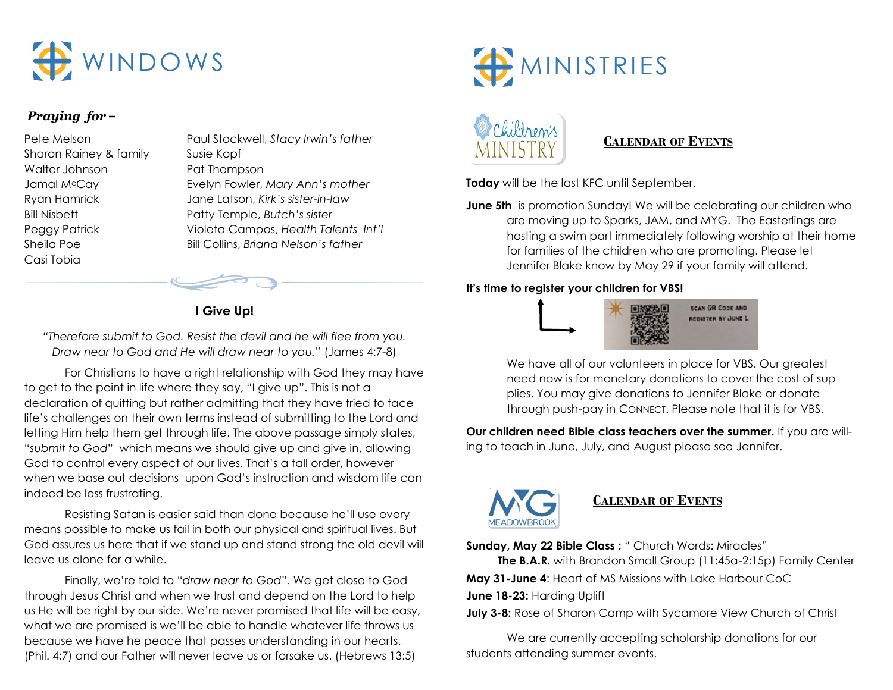# WINDOWS

***Praying for –***

Pete Melson
Sharon Rainey & family
Walter Johnson
Jamal McCay
Ryan Hamrick
Bill Nisbett
Peggy Patrick
Sheila Poe
Casi Tobia

Paul Stockwell, *Stacy Irwin's father*
Susie Kopf
Pat Thompson
Evelyn Fowler, *Mary Ann's mother*
Jane Latson, *Kirk's sister-in-law*
Patty Temple, *Butch's sister*
Violeta Campos, *Health Talents Int'l*
Bill Collins, *Briana Nelson's father*

### I Give Up!

*"Therefore submit to God. Resist the devil and he will flee from you. Draw near to God and He will draw near to you."* (James 4:7-8)

For Christians to have a right relationship with God they may have to get to the point in life where they say, "I give up". This is not a declaration of quitting but rather admitting that they have tried to face life's challenges on their own terms instead of submitting to the Lord and letting Him help them get through life. The above passage simply states, "*submit to God*" which means we should give up and give in, allowing God to control every aspect of our lives. That's a tall order, however when we base out decisions upon God's instruction and wisdom life can indeed be less frustrating.

Resisting Satan is easier said than done because he'll use every means possible to make us fail in both our physical and spiritual lives. But God assures us here that if we stand up and stand strong the old devil will leave us alone for a while.

Finally, we're told to "*draw near to God*". We get close to God through Jesus Christ and when we trust and depend on the Lord to help us He will be right by our side. We're never promised that life will be easy, what we are promised is we'll be able to handle whatever life throws us because we have he peace that passes understanding in our hearts. (Phil. 4:7) and our Father will never leave us or forsake us. (Hebrews 13:5)

# MINISTRIES

Children's Ministry

## CALENDAR OF EVENTS

**Today** will be the last KFC until September.

**June 5th** is promotion Sunday! We will be celebrating our children who are moving up to Sparks, JAM, and MYG. The Easterlings are hosting a swim part immediately following worship at their home for families of the children who are promoting. Please let Jennifer Blake know by May 29 if your family will attend.

**It's time to register your children for VBS!**

SCAN QR CODE AND REGISTER BY JUNE 1.

We have all of our volunteers in place for VBS. Our greatest need now is for monetary donations to cover the cost of supplies. You may give donations to Jennifer Blake or donate through push-pay in CONNECT. Please note that it is for VBS.

**Our children need Bible class teachers over the summer.** If you are willing to teach in June, July, and August please see Jennifer.

MYG MEADOWBROOK

## CALENDAR OF EVENTS

**Sunday, May 22 Bible Class :** " Church Words: Miracles"
**The B.A.R.** with Brandon Small Group (11:45a-2:15p) Family Center

**May 31-June 4**: Heart of MS Missions with Lake Harbour CoC

**June 18-23:** Harding Uplift

**July 3-8:** Rose of Sharon Camp with Sycamore View Church of Christ

We are currently accepting scholarship donations for our students attending summer events.